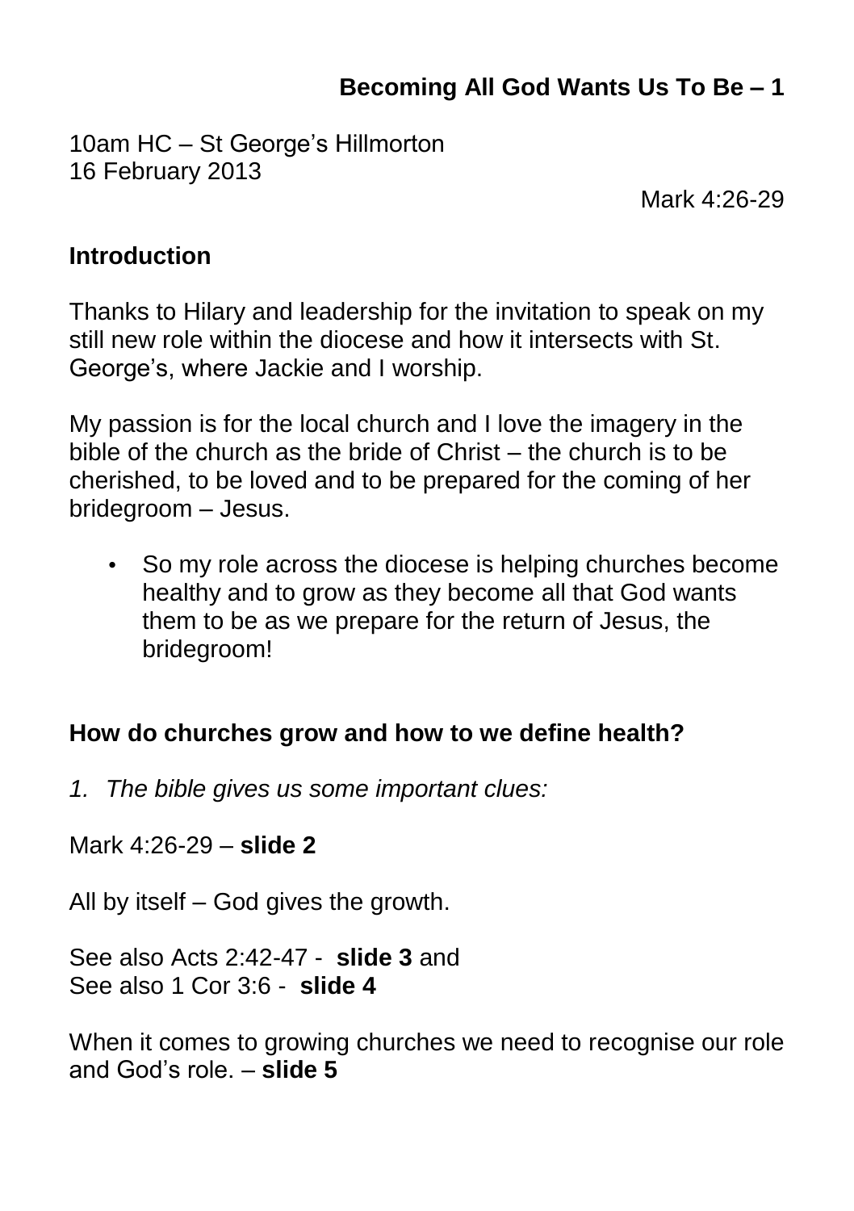# Becoming All God Wants Us To Be – 1

10am HC – St George's Hillmorton
16 February 2013

Mark 4:26-29

## Introduction

Thanks to Hilary and leadership for the invitation to speak on my still new role within the diocese and how it intersects with St. George's, where Jackie and I worship.

My passion is for the local church and I love the imagery in the bible of the church as the bride of Christ – the church is to be cherished, to be loved and to be prepared for the coming of her bridegroom – Jesus.

- So my role across the diocese is helping churches become healthy and to grow as they become all that God wants them to be as we prepare for the return of Jesus, the bridegroom!

## How do churches grow and how to we define health?

*1. The bible gives us some important clues:*

Mark 4:26-29 – **slide 2**

All by itself – God gives the growth.

See also Acts 2:42-47 - **slide 3** and
See also 1 Cor 3:6 - **slide 4**

When it comes to growing churches we need to recognise our role and God's role. – **slide 5**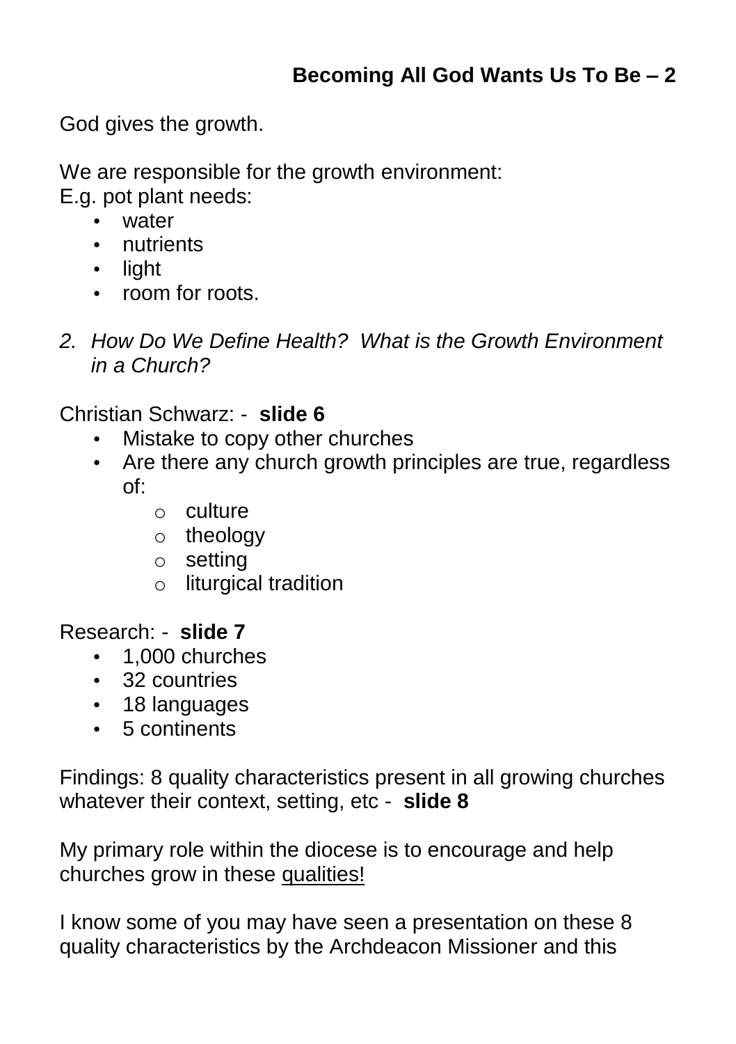**Becoming All God Wants Us To Be – 2**

God gives the growth.

We are responsible for the growth environment:
E.g. pot plant needs:

- water
- nutrients
- light
- room for roots.

2. *How Do We Define Health? What is the Growth Environment in a Church?*

Christian Schwarz: - **slide 6**

- Mistake to copy other churches
- Are there any church growth principles are true, regardless of:
    - culture
    - theology
    - setting
    - liturgical tradition

Research: - **slide 7**

- 1,000 churches
- 32 countries
- 18 languages
- 5 continents

Findings: 8 quality characteristics present in all growing churches whatever their context, setting, etc - **slide 8**

My primary role within the diocese is to encourage and help churches grow in these <u>qualities</u>!

I know some of you may have seen a presentation on these 8 quality characteristics by the Archdeacon Missioner and this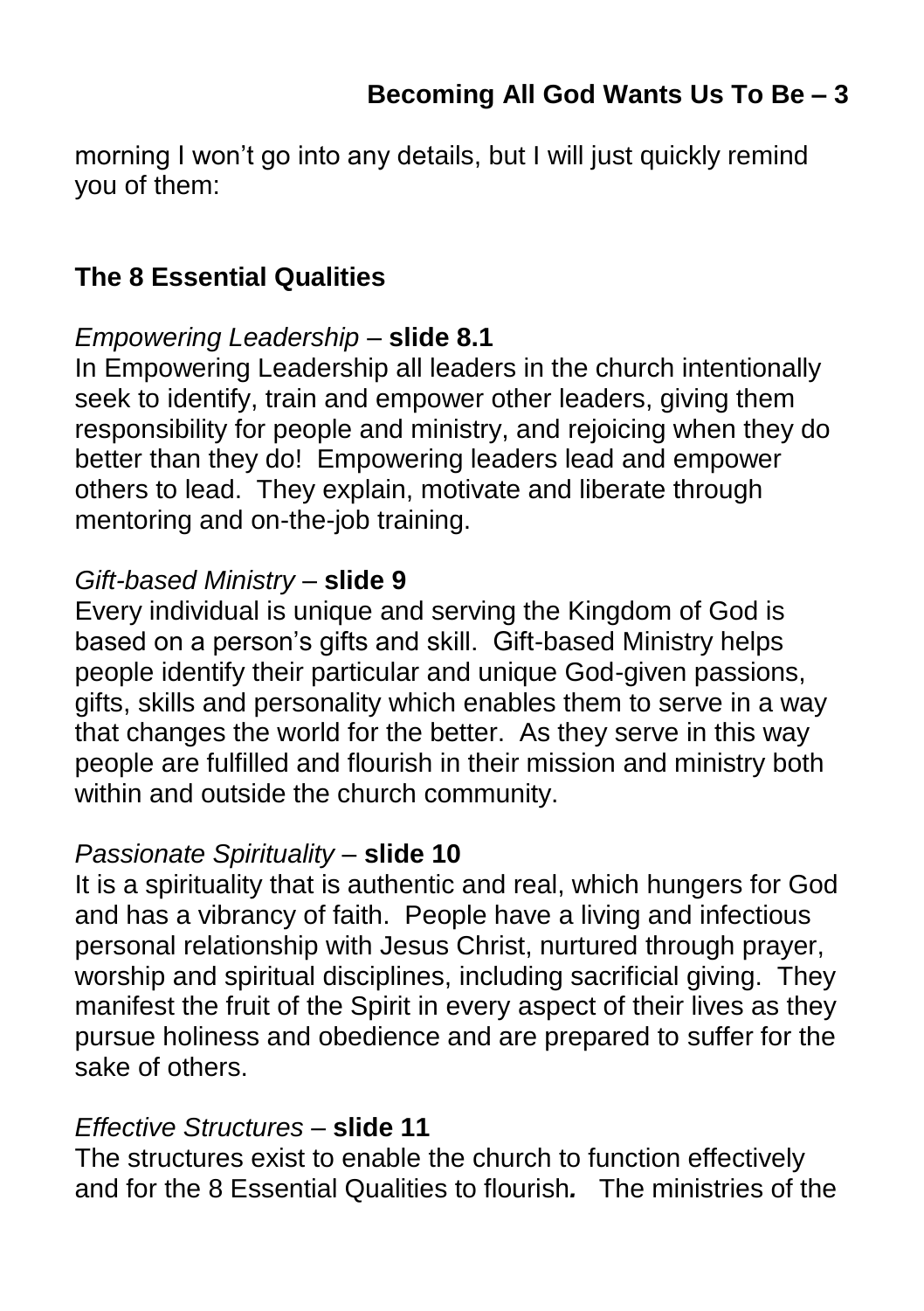morning I won't go into any details, but I will just quickly remind you of them:

**The 8 Essential Qualities**

*Empowering Leadership* – **slide 8.1**
In Empowering Leadership all leaders in the church intentionally seek to identify, train and empower other leaders, giving them responsibility for people and ministry, and rejoicing when they do better than they do! Empowering leaders lead and empower others to lead. They explain, motivate and liberate through mentoring and on-the-job training.

*Gift-based Ministry* – **slide 9**
Every individual is unique and serving the Kingdom of God is based on a person's gifts and skill. Gift-based Ministry helps people identify their particular and unique God-given passions, gifts, skills and personality which enables them to serve in a way that changes the world for the better. As they serve in this way people are fulfilled and flourish in their mission and ministry both within and outside the church community.

*Passionate Spirituality* – **slide 10**
It is a spirituality that is authentic and real, which hungers for God and has a vibrancy of faith. People have a living and infectious personal relationship with Jesus Christ, nurtured through prayer, worship and spiritual disciplines, including sacrificial giving. They manifest the fruit of the Spirit in every aspect of their lives as they pursue holiness and obedience and are prepared to suffer for the sake of others.

*Effective Structures* – **slide 11**
The structures exist to enable the church to function effectively and for the 8 Essential Qualities to flourish*.* The ministries of the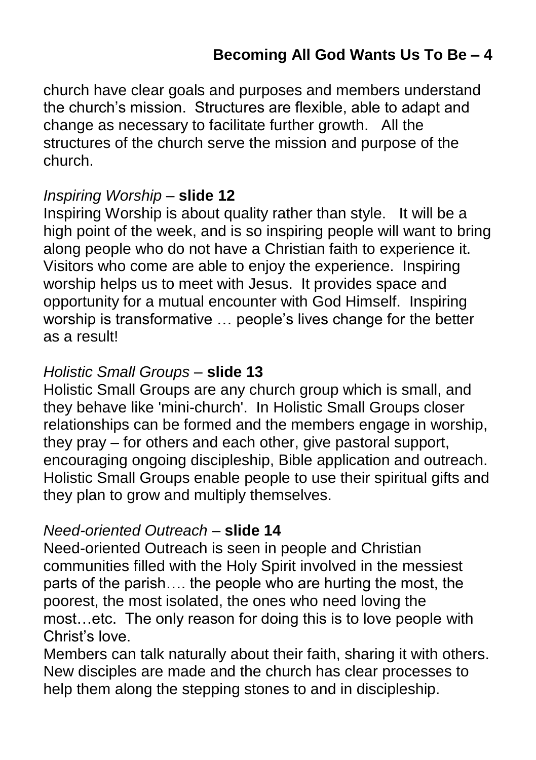church have clear goals and purposes and members understand the church's mission. Structures are flexible, able to adapt and change as necessary to facilitate further growth. All the structures of the church serve the mission and purpose of the church.

*Inspiring Worship* – **slide 12**
Inspiring Worship is about quality rather than style. It will be a high point of the week, and is so inspiring people will want to bring along people who do not have a Christian faith to experience it. Visitors who come are able to enjoy the experience. Inspiring worship helps us to meet with Jesus. It provides space and opportunity for a mutual encounter with God Himself. Inspiring worship is transformative … people's lives change for the better as a result!

*Holistic Small Groups* – **slide 13**
Holistic Small Groups are any church group which is small, and they behave like 'mini-church'. In Holistic Small Groups closer relationships can be formed and the members engage in worship, they pray – for others and each other, give pastoral support, encouraging ongoing discipleship, Bible application and outreach. Holistic Small Groups enable people to use their spiritual gifts and they plan to grow and multiply themselves.

*Need-oriented Outreach* – **slide 14**
Need-oriented Outreach is seen in people and Christian communities filled with the Holy Spirit involved in the messiest parts of the parish…. the people who are hurting the most, the poorest, the most isolated, the ones who need loving the most…etc. The only reason for doing this is to love people with Christ's love.
Members can talk naturally about their faith, sharing it with others. New disciples are made and the church has clear processes to help them along the stepping stones to and in discipleship.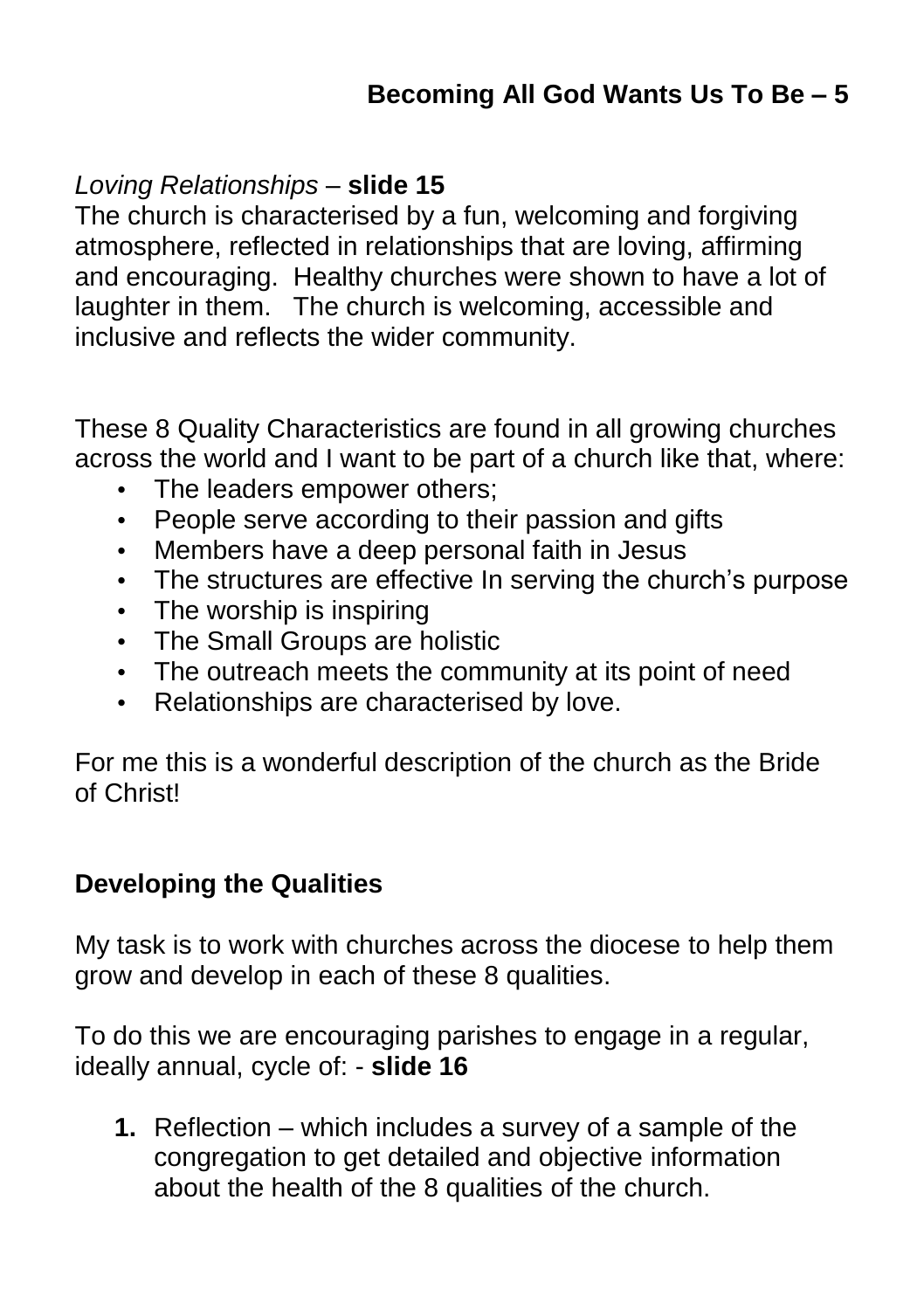*Loving Relationships* – **slide 15**
The church is characterised by a fun, welcoming and forgiving atmosphere, reflected in relationships that are loving, affirming and encouraging. Healthy churches were shown to have a lot of laughter in them. The church is welcoming, accessible and inclusive and reflects the wider community.

These 8 Quality Characteristics are found in all growing churches across the world and I want to be part of a church like that, where:

- The leaders empower others;
- People serve according to their passion and gifts
- Members have a deep personal faith in Jesus
- The structures are effective In serving the church's purpose
- The worship is inspiring
- The Small Groups are holistic
- The outreach meets the community at its point of need
- Relationships are characterised by love.

For me this is a wonderful description of the church as the Bride of Christ!

## Developing the Qualities

My task is to work with churches across the diocese to help them grow and develop in each of these 8 qualities.

To do this we are encouraging parishes to engage in a regular, ideally annual, cycle of: - **slide 16**

1. Reflection – which includes a survey of a sample of the congregation to get detailed and objective information about the health of the 8 qualities of the church.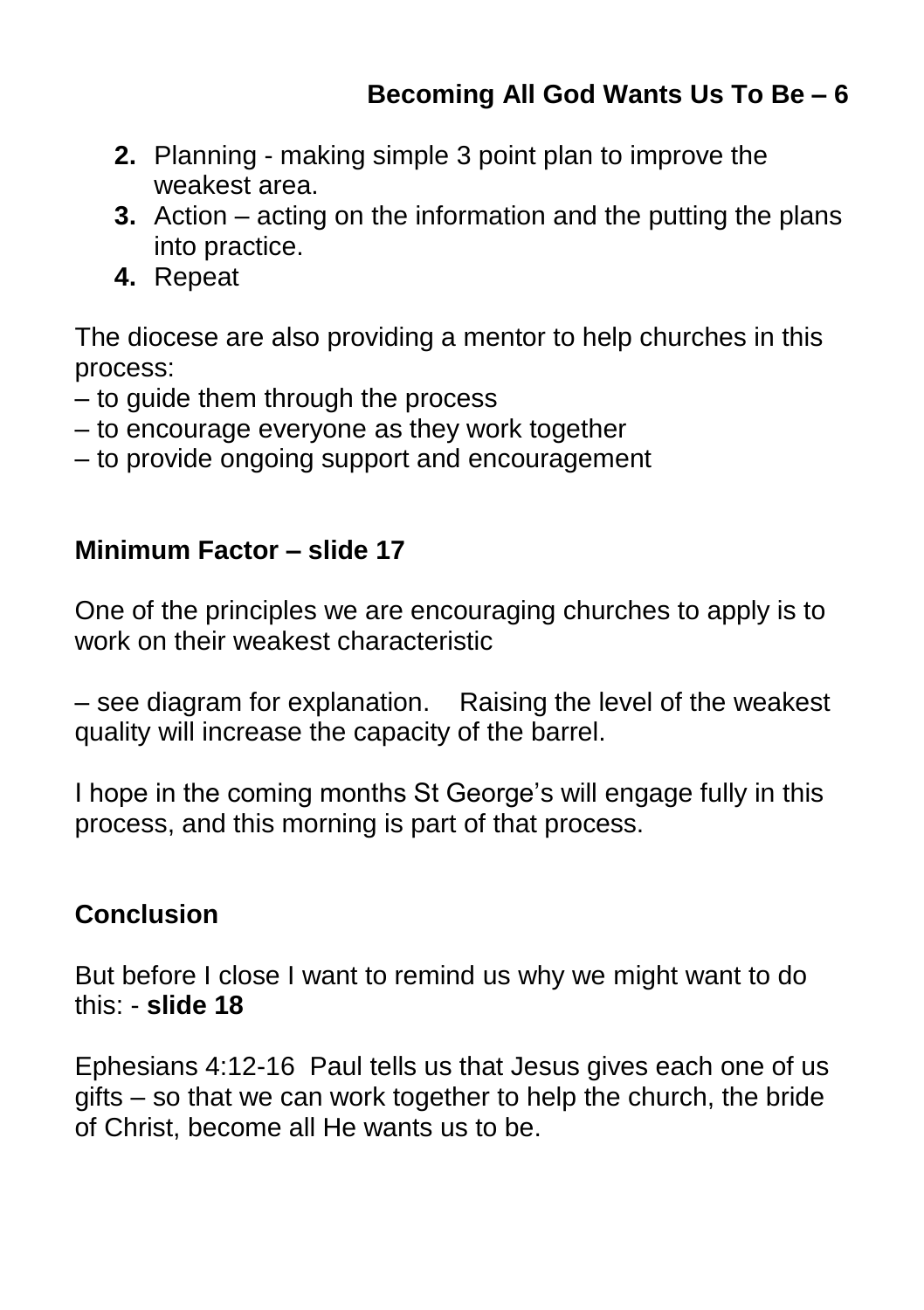2. Planning - making simple 3 point plan to improve the weakest area.
3. Action – acting on the information and the putting the plans into practice.
4. Repeat

The diocese are also providing a mentor to help churches in this process:
– to guide them through the process
– to encourage everyone as they work together
– to provide ongoing support and encouragement

**Minimum Factor – slide 17**

One of the principles we are encouraging churches to apply is to work on their weakest characteristic

– see diagram for explanation. Raising the level of the weakest quality will increase the capacity of the barrel.

I hope in the coming months St George's will engage fully in this process, and this morning is part of that process.

**Conclusion**

But before I close I want to remind us why we might want to do this: - **slide 18**

Ephesians 4:12-16 Paul tells us that Jesus gives each one of us gifts – so that we can work together to help the church, the bride of Christ, become all He wants us to be.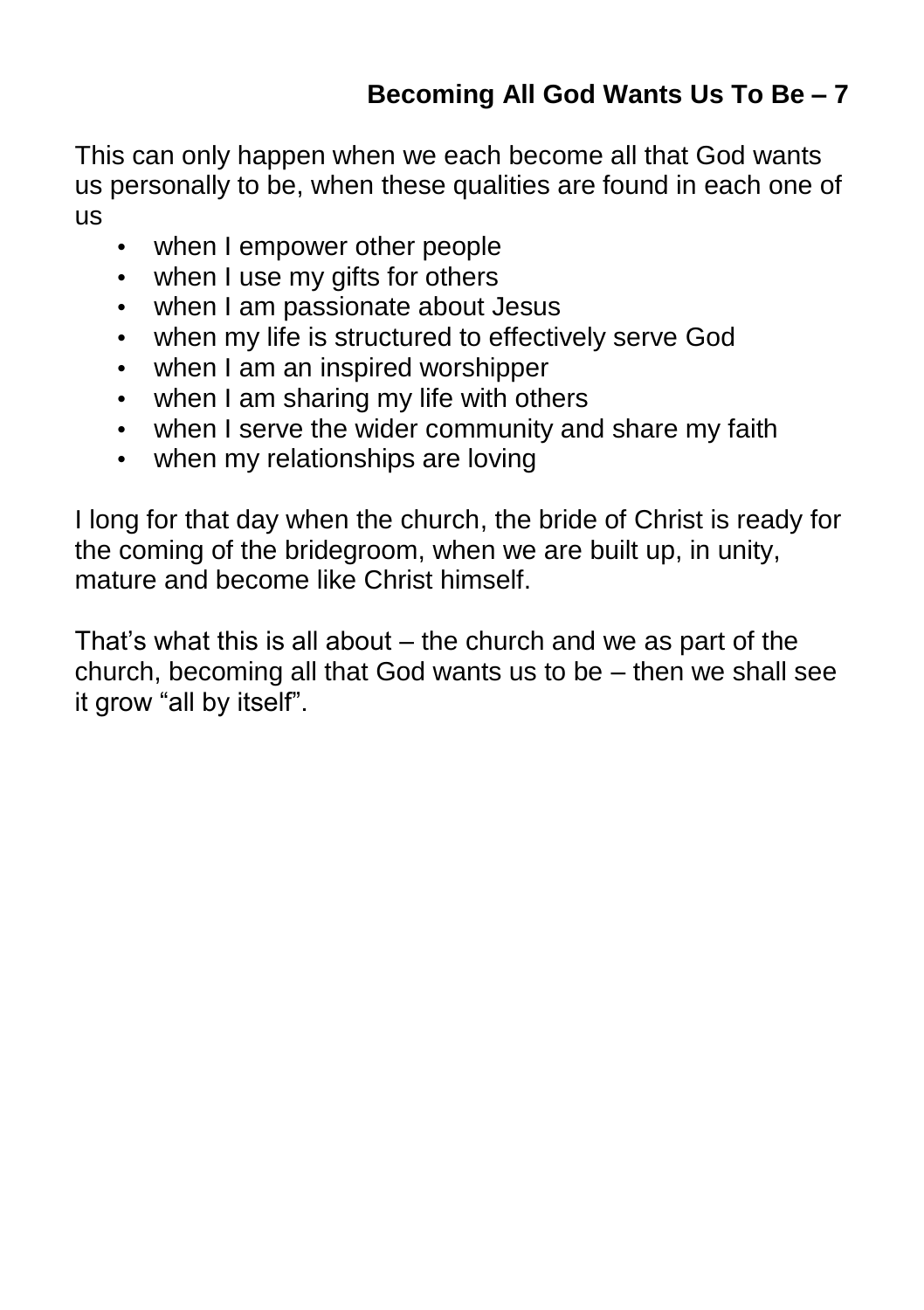## Becoming All God Wants Us To Be – 7

This can only happen when we each become all that God wants us personally to be, when these qualities are found in each one of us

- when I empower other people
- when I use my gifts for others
- when I am passionate about Jesus
- when my life is structured to effectively serve God
- when I am an inspired worshipper
- when I am sharing my life with others
- when I serve the wider community and share my faith
- when my relationships are loving

I long for that day when the church, the bride of Christ is ready for the coming of the bridegroom, when we are built up, in unity, mature and become like Christ himself.

That's what this is all about – the church and we as part of the church, becoming all that God wants us to be – then we shall see it grow "all by itself".